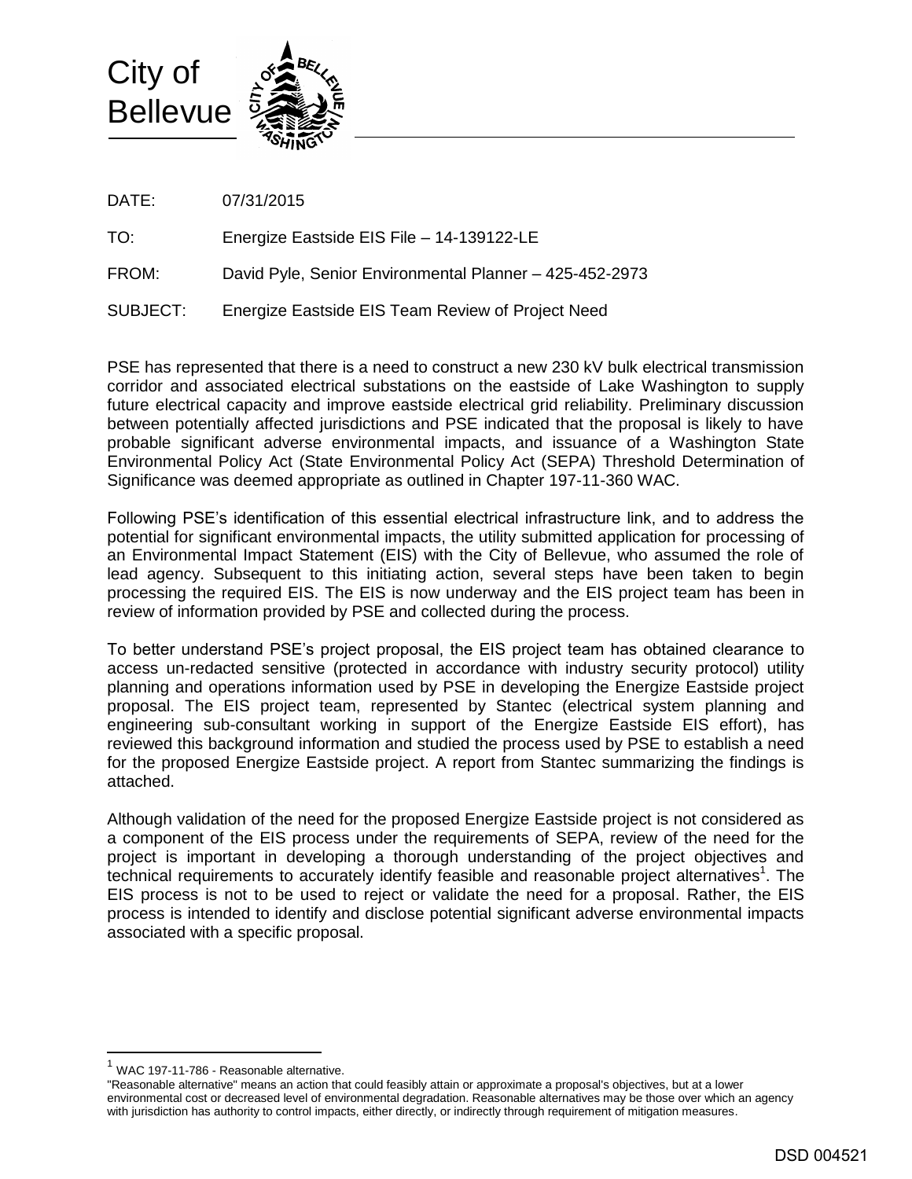City of Bellevue

DATE: 07/31/2015

TO: Energize Eastside EIS File – 14-139122-LE

FROM: David Pyle, Senior Environmental Planner – 425-452-2973

SUBJECT: Energize Eastside EIS Team Review of Project Need

PSE has represented that there is a need to construct a new 230 kV bulk electrical transmission corridor and associated electrical substations on the eastside of Lake Washington to supply future electrical capacity and improve eastside electrical grid reliability. Preliminary discussion between potentially affected jurisdictions and PSE indicated that the proposal is likely to have probable significant adverse environmental impacts, and issuance of a Washington State Environmental Policy Act (State Environmental Policy Act (SEPA) Threshold Determination of Significance was deemed appropriate as outlined in Chapter 197-11-360 WAC.

Following PSE's identification of this essential electrical infrastructure link, and to address the potential for significant environmental impacts, the utility submitted application for processing of an Environmental Impact Statement (EIS) with the City of Bellevue, who assumed the role of lead agency. Subsequent to this initiating action, several steps have been taken to begin processing the required EIS. The EIS is now underway and the EIS project team has been in review of information provided by PSE and collected during the process.

To better understand PSE's project proposal, the EIS project team has obtained clearance to access un-redacted sensitive (protected in accordance with industry security protocol) utility planning and operations information used by PSE in developing the Energize Eastside project proposal. The EIS project team, represented by Stantec (electrical system planning and engineering sub-consultant working in support of the Energize Eastside EIS effort), has reviewed this background information and studied the process used by PSE to establish a need for the proposed Energize Eastside project. A report from Stantec summarizing the findings is attached.

Although validation of the need for the proposed Energize Eastside project is not considered as a component of the EIS process under the requirements of SEPA, review of the need for the project is important in developing a thorough understanding of the project objectives and technical requirements to accurately identify feasible and reasonable project alternatives[1]. The EIS process is not to be used to reject or validate the need for a proposal. Rather, the EIS process is intended to identify and disclose potential significant adverse environmental impacts associated with a specific proposal.

---

[1] WAC 197-11-786 - Reasonable alternative.
"Reasonable alternative" means an action that could feasibly attain or approximate a proposal's objectives, but at a lower environmental cost or decreased level of environmental degradation. Reasonable alternatives may be those over which an agency with jurisdiction has authority to control impacts, either directly, or indirectly through requirement of mitigation measures.

DSD 004521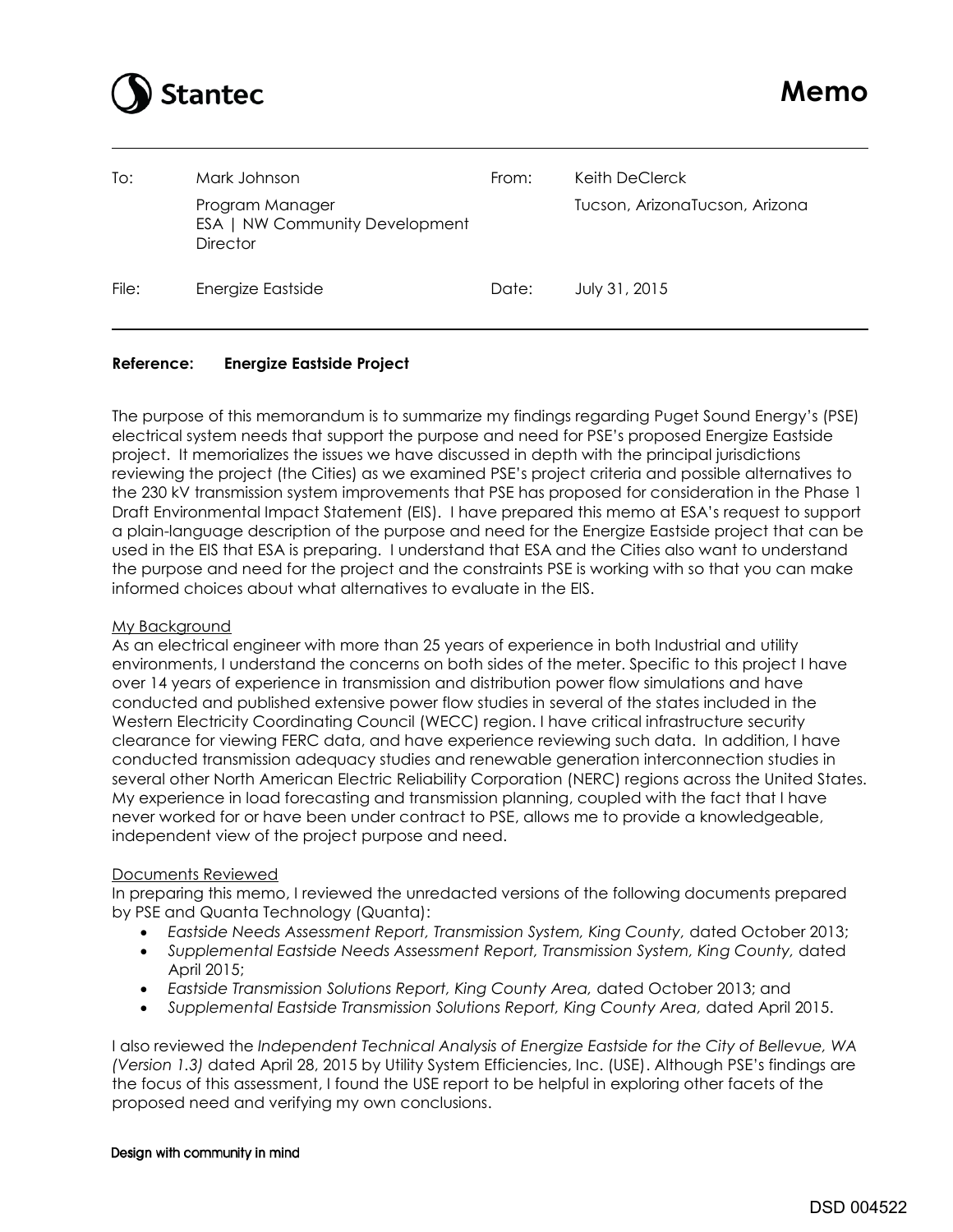# Stantec

# Memo

| To: | Mark Johnson | From: | Keith DeClerck |
|---|---|---|---|
| | Program Manager<br>ESA \| NW Community Development Director | | Tucson, ArizonaTucson, Arizona |
| File: | Energize Eastside | Date: | July 31, 2015 |

**Reference: Energize Eastside Project**

The purpose of this memorandum is to summarize my findings regarding Puget Sound Energy's (PSE) electrical system needs that support the purpose and need for PSE's proposed Energize Eastside project. It memorializes the issues we have discussed in depth with the principal jurisdictions reviewing the project (the Cities) as we examined PSE's project criteria and possible alternatives to the 230 kV transmission system improvements that PSE has proposed for consideration in the Phase 1 Draft Environmental Impact Statement (EIS). I have prepared this memo at ESA's request to support a plain-language description of the purpose and need for the Energize Eastside project that can be used in the EIS that ESA is preparing. I understand that ESA and the Cities also want to understand the purpose and need for the project and the constraints PSE is working with so that you can make informed choices about what alternatives to evaluate in the EIS.

## My Background

As an electrical engineer with more than 25 years of experience in both Industrial and utility environments, I understand the concerns on both sides of the meter. Specific to this project I have over 14 years of experience in transmission and distribution power flow simulations and have conducted and published extensive power flow studies in several of the states included in the Western Electricity Coordinating Council (WECC) region. I have critical infrastructure security clearance for viewing FERC data, and have experience reviewing such data. In addition, I have conducted transmission adequacy studies and renewable generation interconnection studies in several other North American Electric Reliability Corporation (NERC) regions across the United States. My experience in load forecasting and transmission planning, coupled with the fact that I have never worked for or have been under contract to PSE, allows me to provide a knowledgeable, independent view of the project purpose and need.

## Documents Reviewed

In preparing this memo, I reviewed the unredacted versions of the following documents prepared by PSE and Quanta Technology (Quanta):

- *Eastside Needs Assessment Report, Transmission System, King County,* dated October 2013;
- *Supplemental Eastside Needs Assessment Report, Transmission System, King County,* dated April 2015;
- *Eastside Transmission Solutions Report, King County Area,* dated October 2013; and
- *Supplemental Eastside Transmission Solutions Report, King County Area,* dated April 2015.

I also reviewed the *Independent Technical Analysis of Energize Eastside for the City of Bellevue, WA (Version 1.3)* dated April 28, 2015 by Utility System Efficiencies, Inc. (USE). Although PSE's findings are the focus of this assessment, I found the USE report to be helpful in exploring other facets of the proposed need and verifying my own conclusions.

Design with community in mind

DSD 004522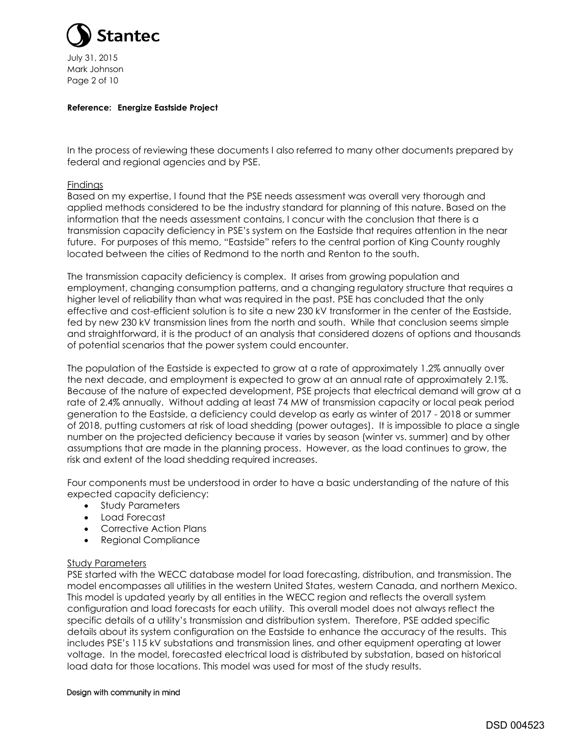**Reference: Energize Eastside Project**

In the process of reviewing these documents I also referred to many other documents prepared by federal and regional agencies and by PSE.

## Findings

Based on my expertise, I found that the PSE needs assessment was overall very thorough and applied methods considered to be the industry standard for planning of this nature. Based on the information that the needs assessment contains, I concur with the conclusion that there is a transmission capacity deficiency in PSE's system on the Eastside that requires attention in the near future. For purposes of this memo, "Eastside" refers to the central portion of King County roughly located between the cities of Redmond to the north and Renton to the south.

The transmission capacity deficiency is complex. It arises from growing population and employment, changing consumption patterns, and a changing regulatory structure that requires a higher level of reliability than what was required in the past. PSE has concluded that the only effective and cost-efficient solution is to site a new 230 kV transformer in the center of the Eastside, fed by new 230 kV transmission lines from the north and south. While that conclusion seems simple and straightforward, it is the product of an analysis that considered dozens of options and thousands of potential scenarios that the power system could encounter.

The population of the Eastside is expected to grow at a rate of approximately 1.2% annually over the next decade, and employment is expected to grow at an annual rate of approximately 2.1%. Because of the nature of expected development, PSE projects that electrical demand will grow at a rate of 2.4% annually. Without adding at least 74 MW of transmission capacity or local peak period generation to the Eastside, a deficiency could develop as early as winter of 2017 - 2018 or summer of 2018, putting customers at risk of load shedding (power outages). It is impossible to place a single number on the projected deficiency because it varies by season (winter vs. summer) and by other assumptions that are made in the planning process. However, as the load continues to grow, the risk and extent of the load shedding required increases.

Four components must be understood in order to have a basic understanding of the nature of this expected capacity deficiency:

- Study Parameters
- Load Forecast
- Corrective Action Plans
- Regional Compliance

## Study Parameters

PSE started with the WECC database model for load forecasting, distribution, and transmission. The model encompasses all utilities in the western United States, western Canada, and northern Mexico. This model is updated yearly by all entities in the WECC region and reflects the overall system configuration and load forecasts for each utility. This overall model does not always reflect the specific details of a utility's transmission and distribution system. Therefore, PSE added specific details about its system configuration on the Eastside to enhance the accuracy of the results. This includes PSE's 115 kV substations and transmission lines, and other equipment operating at lower voltage. In the model, forecasted electrical load is distributed by substation, based on historical load data for those locations. This model was used for most of the study results.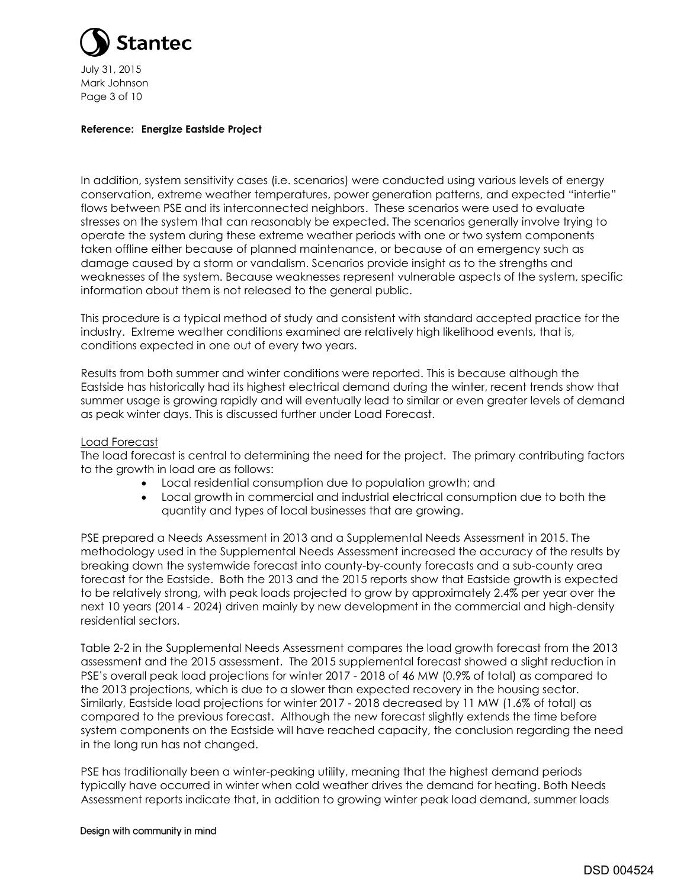In addition, system sensitivity cases (i.e. scenarios) were conducted using various levels of energy conservation, extreme weather temperatures, power generation patterns, and expected "intertie" flows between PSE and its interconnected neighbors. These scenarios were used to evaluate stresses on the system that can reasonably be expected. The scenarios generally involve trying to operate the system during these extreme weather periods with one or two system components taken offline either because of planned maintenance, or because of an emergency such as damage caused by a storm or vandalism. Scenarios provide insight as to the strengths and weaknesses of the system. Because weaknesses represent vulnerable aspects of the system, specific information about them is not released to the general public.

This procedure is a typical method of study and consistent with standard accepted practice for the industry. Extreme weather conditions examined are relatively high likelihood events, that is, conditions expected in one out of every two years.

Results from both summer and winter conditions were reported. This is because although the Eastside has historically had its highest electrical demand during the winter, recent trends show that summer usage is growing rapidly and will eventually lead to similar or even greater levels of demand as peak winter days. This is discussed further under Load Forecast.

Load Forecast

The load forecast is central to determining the need for the project. The primary contributing factors to the growth in load are as follows:

- Local residential consumption due to population growth; and
- Local growth in commercial and industrial electrical consumption due to both the quantity and types of local businesses that are growing.

PSE prepared a Needs Assessment in 2013 and a Supplemental Needs Assessment in 2015. The methodology used in the Supplemental Needs Assessment increased the accuracy of the results by breaking down the systemwide forecast into county-by-county forecasts and a sub-county area forecast for the Eastside. Both the 2013 and the 2015 reports show that Eastside growth is expected to be relatively strong, with peak loads projected to grow by approximately 2.4% per year over the next 10 years (2014 - 2024) driven mainly by new development in the commercial and high-density residential sectors.

Table 2-2 in the Supplemental Needs Assessment compares the load growth forecast from the 2013 assessment and the 2015 assessment. The 2015 supplemental forecast showed a slight reduction in PSE's overall peak load projections for winter 2017 - 2018 of 46 MW (0.9% of total) as compared to the 2013 projections, which is due to a slower than expected recovery in the housing sector. Similarly, Eastside load projections for winter 2017 - 2018 decreased by 11 MW (1.6% of total) as compared to the previous forecast. Although the new forecast slightly extends the time before system components on the Eastside will have reached capacity, the conclusion regarding the need in the long run has not changed.

PSE has traditionally been a winter-peaking utility, meaning that the highest demand periods typically have occurred in winter when cold weather drives the demand for heating. Both Needs Assessment reports indicate that, in addition to growing winter peak load demand, summer loads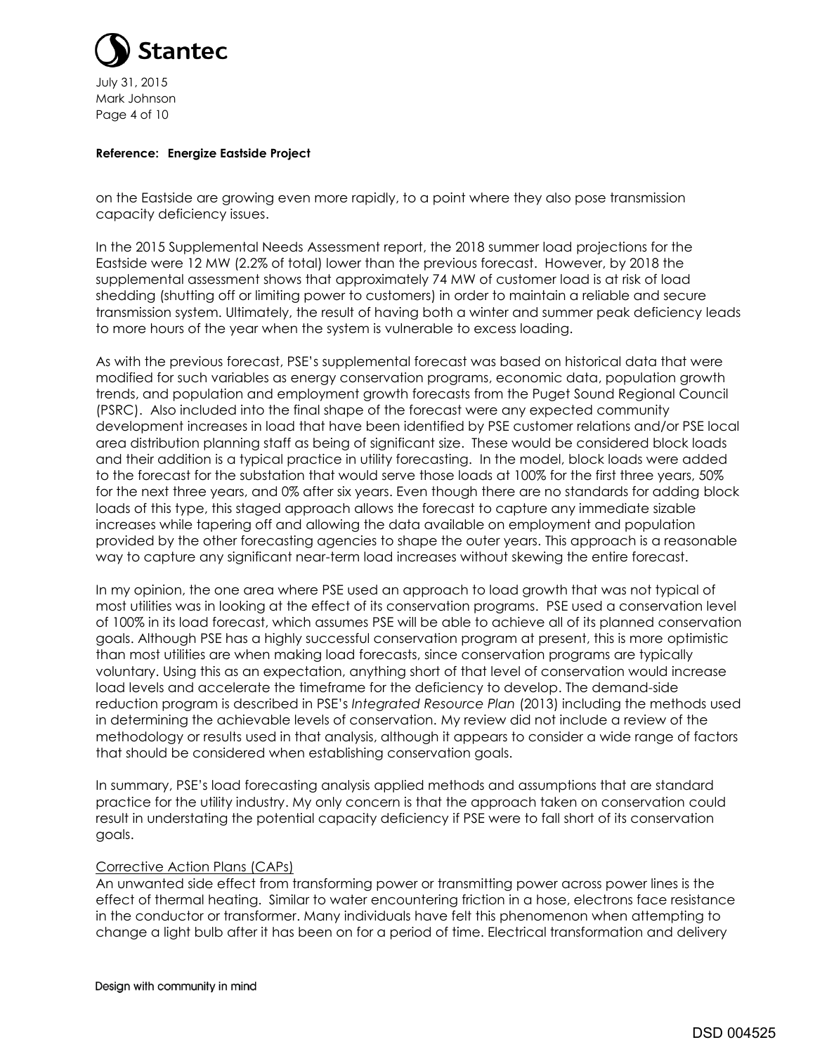on the Eastside are growing even more rapidly, to a point where they also pose transmission capacity deficiency issues.

In the 2015 Supplemental Needs Assessment report, the 2018 summer load projections for the Eastside were 12 MW (2.2% of total) lower than the previous forecast. However, by 2018 the supplemental assessment shows that approximately 74 MW of customer load is at risk of load shedding (shutting off or limiting power to customers) in order to maintain a reliable and secure transmission system. Ultimately, the result of having both a winter and summer peak deficiency leads to more hours of the year when the system is vulnerable to excess loading.

As with the previous forecast, PSE's supplemental forecast was based on historical data that were modified for such variables as energy conservation programs, economic data, population growth trends, and population and employment growth forecasts from the Puget Sound Regional Council (PSRC). Also included into the final shape of the forecast were any expected community development increases in load that have been identified by PSE customer relations and/or PSE local area distribution planning staff as being of significant size. These would be considered block loads and their addition is a typical practice in utility forecasting. In the model, block loads were added to the forecast for the substation that would serve those loads at 100% for the first three years, 50% for the next three years, and 0% after six years. Even though there are no standards for adding block loads of this type, this staged approach allows the forecast to capture any immediate sizable increases while tapering off and allowing the data available on employment and population provided by the other forecasting agencies to shape the outer years. This approach is a reasonable way to capture any significant near-term load increases without skewing the entire forecast.

In my opinion, the one area where PSE used an approach to load growth that was not typical of most utilities was in looking at the effect of its conservation programs. PSE used a conservation level of 100% in its load forecast, which assumes PSE will be able to achieve all of its planned conservation goals. Although PSE has a highly successful conservation program at present, this is more optimistic than most utilities are when making load forecasts, since conservation programs are typically voluntary. Using this as an expectation, anything short of that level of conservation would increase load levels and accelerate the timeframe for the deficiency to develop. The demand-side reduction program is described in PSE's *Integrated Resource Plan* (2013) including the methods used in determining the achievable levels of conservation. My review did not include a review of the methodology or results used in that analysis, although it appears to consider a wide range of factors that should be considered when establishing conservation goals.

In summary, PSE's load forecasting analysis applied methods and assumptions that are standard practice for the utility industry. My only concern is that the approach taken on conservation could result in understating the potential capacity deficiency if PSE were to fall short of its conservation goals.

## Corrective Action Plans (CAPs)

An unwanted side effect from transforming power or transmitting power across power lines is the effect of thermal heating. Similar to water encountering friction in a hose, electrons face resistance in the conductor or transformer. Many individuals have felt this phenomenon when attempting to change a light bulb after it has been on for a period of time. Electrical transformation and delivery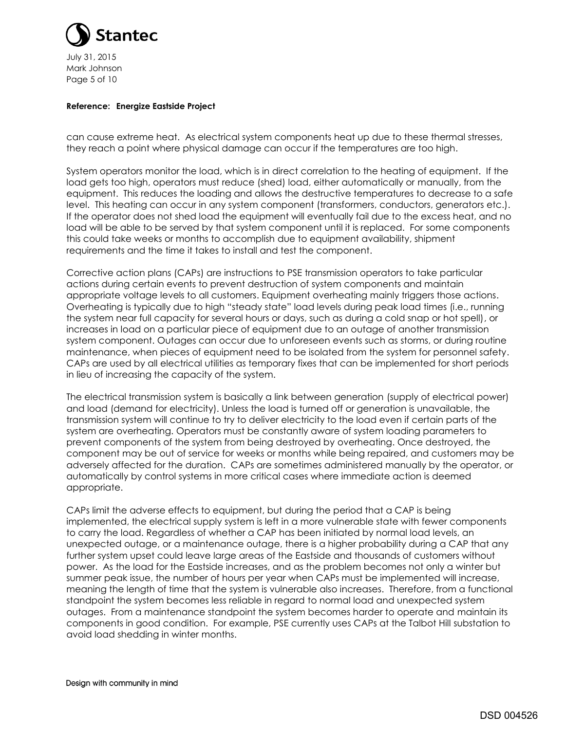**Reference: Energize Eastside Project**

can cause extreme heat. As electrical system components heat up due to these thermal stresses, they reach a point where physical damage can occur if the temperatures are too high.

System operators monitor the load, which is in direct correlation to the heating of equipment. If the load gets too high, operators must reduce (shed) load, either automatically or manually, from the equipment. This reduces the loading and allows the destructive temperatures to decrease to a safe level. This heating can occur in any system component (transformers, conductors, generators etc.). If the operator does not shed load the equipment will eventually fail due to the excess heat, and no load will be able to be served by that system component until it is replaced. For some components this could take weeks or months to accomplish due to equipment availability, shipment requirements and the time it takes to install and test the component.

Corrective action plans (CAPs) are instructions to PSE transmission operators to take particular actions during certain events to prevent destruction of system components and maintain appropriate voltage levels to all customers. Equipment overheating mainly triggers those actions. Overheating is typically due to high "steady state" load levels during peak load times (i.e., running the system near full capacity for several hours or days, such as during a cold snap or hot spell), or increases in load on a particular piece of equipment due to an outage of another transmission system component. Outages can occur due to unforeseen events such as storms, or during routine maintenance, when pieces of equipment need to be isolated from the system for personnel safety. CAPs are used by all electrical utilities as temporary fixes that can be implemented for short periods in lieu of increasing the capacity of the system.

The electrical transmission system is basically a link between generation (supply of electrical power) and load (demand for electricity). Unless the load is turned off or generation is unavailable, the transmission system will continue to try to deliver electricity to the load even if certain parts of the system are overheating. Operators must be constantly aware of system loading parameters to prevent components of the system from being destroyed by overheating. Once destroyed, the component may be out of service for weeks or months while being repaired, and customers may be adversely affected for the duration. CAPs are sometimes administered manually by the operator, or automatically by control systems in more critical cases where immediate action is deemed appropriate.

CAPs limit the adverse effects to equipment, but during the period that a CAP is being implemented, the electrical supply system is left in a more vulnerable state with fewer components to carry the load. Regardless of whether a CAP has been initiated by normal load levels, an unexpected outage, or a maintenance outage, there is a higher probability during a CAP that any further system upset could leave large areas of the Eastside and thousands of customers without power. As the load for the Eastside increases, and as the problem becomes not only a winter but summer peak issue, the number of hours per year when CAPs must be implemented will increase, meaning the length of time that the system is vulnerable also increases. Therefore, from a functional standpoint the system becomes less reliable in regard to normal load and unexpected system outages. From a maintenance standpoint the system becomes harder to operate and maintain its components in good condition. For example, PSE currently uses CAPs at the Talbot Hill substation to avoid load shedding in winter months.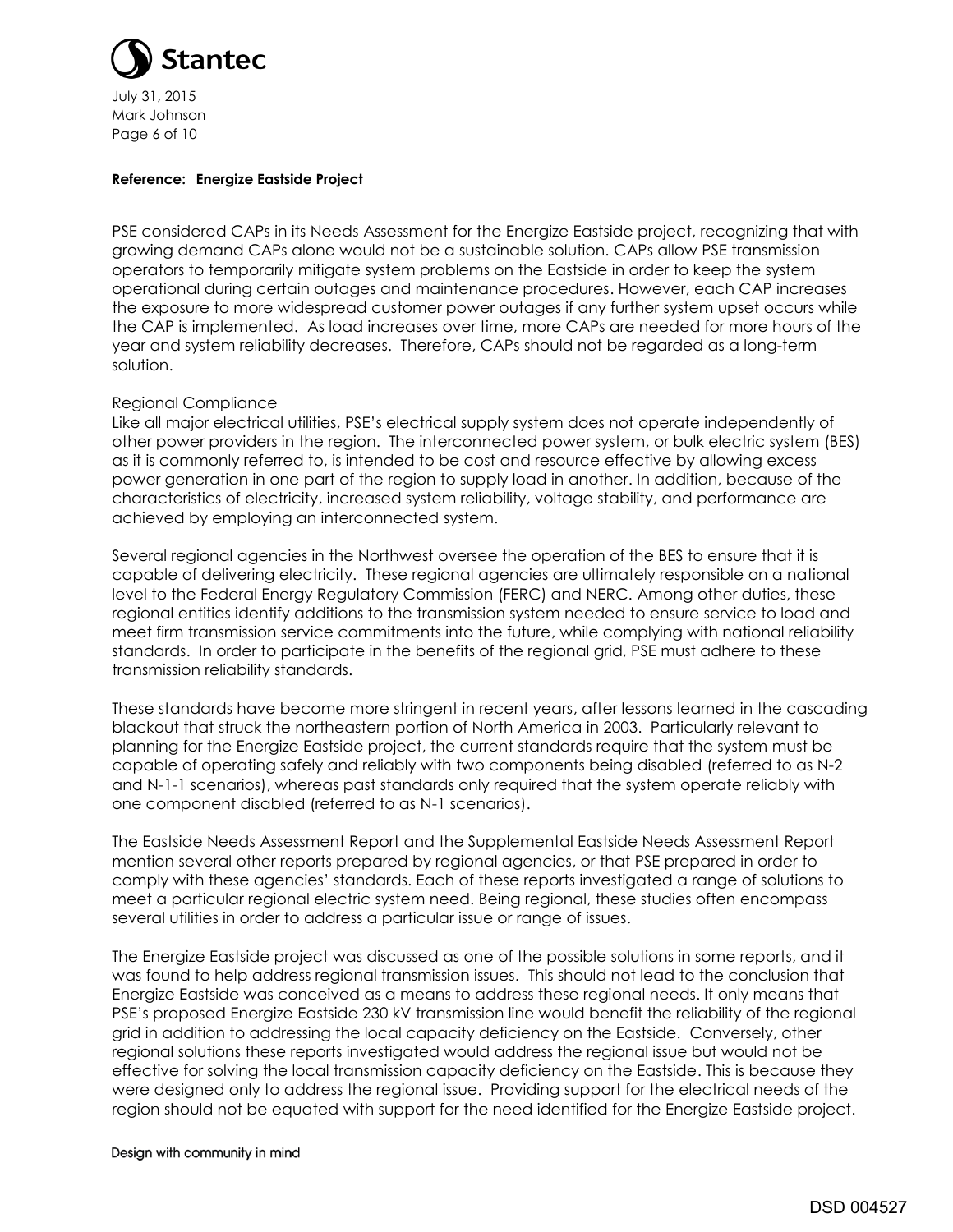**Reference: Energize Eastside Project**

PSE considered CAPs in its Needs Assessment for the Energize Eastside project, recognizing that with growing demand CAPs alone would not be a sustainable solution. CAPs allow PSE transmission operators to temporarily mitigate system problems on the Eastside in order to keep the system operational during certain outages and maintenance procedures. However, each CAP increases the exposure to more widespread customer power outages if any further system upset occurs while the CAP is implemented. As load increases over time, more CAPs are needed for more hours of the year and system reliability decreases. Therefore, CAPs should not be regarded as a long-term solution.

Regional Compliance

Like all major electrical utilities, PSE's electrical supply system does not operate independently of other power providers in the region. The interconnected power system, or bulk electric system (BES) as it is commonly referred to, is intended to be cost and resource effective by allowing excess power generation in one part of the region to supply load in another. In addition, because of the characteristics of electricity, increased system reliability, voltage stability, and performance are achieved by employing an interconnected system.

Several regional agencies in the Northwest oversee the operation of the BES to ensure that it is capable of delivering electricity. These regional agencies are ultimately responsible on a national level to the Federal Energy Regulatory Commission (FERC) and NERC. Among other duties, these regional entities identify additions to the transmission system needed to ensure service to load and meet firm transmission service commitments into the future, while complying with national reliability standards. In order to participate in the benefits of the regional grid, PSE must adhere to these transmission reliability standards.

These standards have become more stringent in recent years, after lessons learned in the cascading blackout that struck the northeastern portion of North America in 2003. Particularly relevant to planning for the Energize Eastside project, the current standards require that the system must be capable of operating safely and reliably with two components being disabled (referred to as N-2 and N-1-1 scenarios), whereas past standards only required that the system operate reliably with one component disabled (referred to as N-1 scenarios).

The Eastside Needs Assessment Report and the Supplemental Eastside Needs Assessment Report mention several other reports prepared by regional agencies, or that PSE prepared in order to comply with these agencies' standards. Each of these reports investigated a range of solutions to meet a particular regional electric system need. Being regional, these studies often encompass several utilities in order to address a particular issue or range of issues.

The Energize Eastside project was discussed as one of the possible solutions in some reports, and it was found to help address regional transmission issues. This should not lead to the conclusion that Energize Eastside was conceived as a means to address these regional needs. It only means that PSE's proposed Energize Eastside 230 kV transmission line would benefit the reliability of the regional grid in addition to addressing the local capacity deficiency on the Eastside. Conversely, other regional solutions these reports investigated would address the regional issue but would not be effective for solving the local transmission capacity deficiency on the Eastside. This is because they were designed only to address the regional issue. Providing support for the electrical needs of the region should not be equated with support for the need identified for the Energize Eastside project.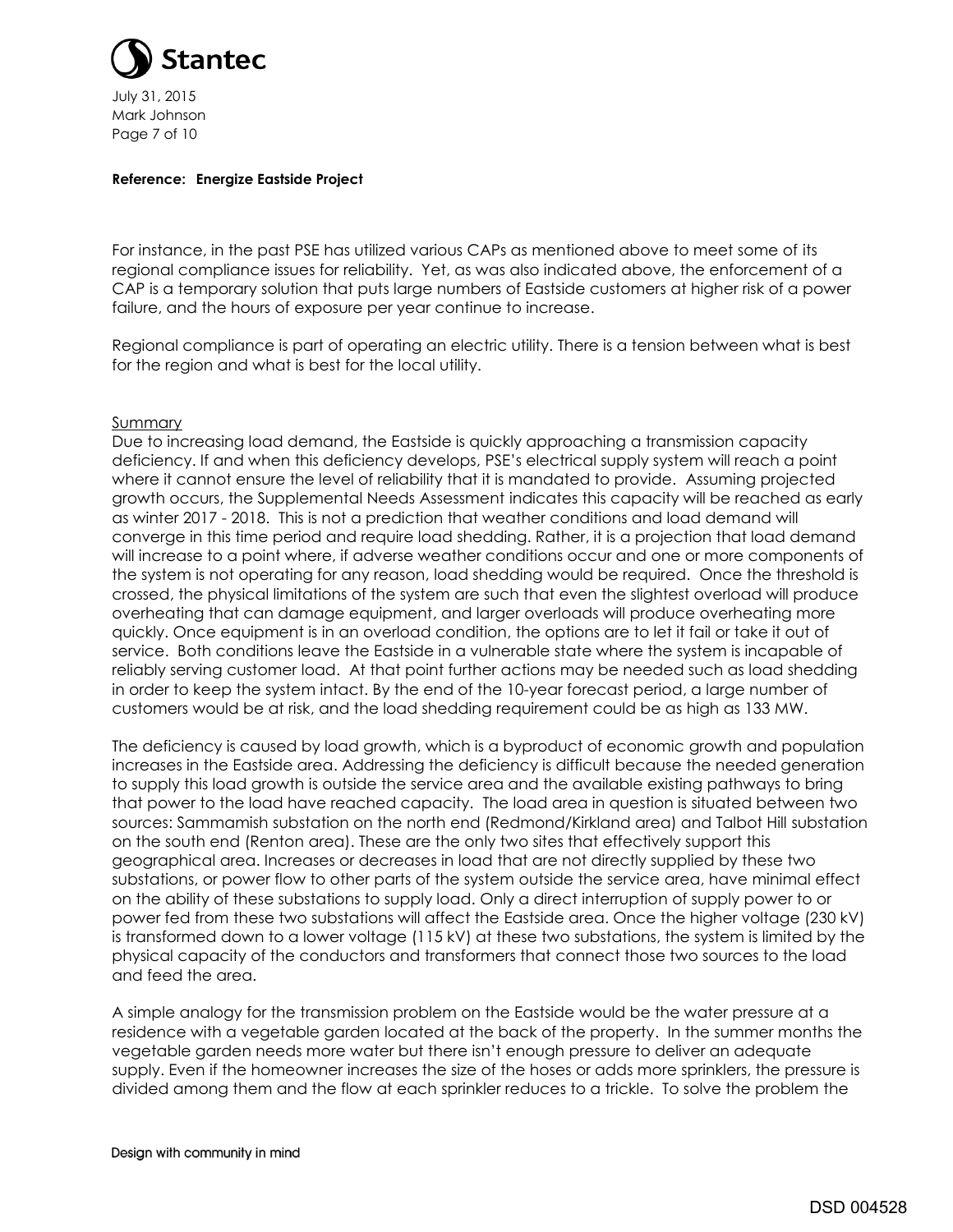For instance, in the past PSE has utilized various CAPs as mentioned above to meet some of its regional compliance issues for reliability. Yet, as was also indicated above, the enforcement of a CAP is a temporary solution that puts large numbers of Eastside customers at higher risk of a power failure, and the hours of exposure per year continue to increase.

Regional compliance is part of operating an electric utility. There is a tension between what is best for the region and what is best for the local utility.

## Summary

Due to increasing load demand, the Eastside is quickly approaching a transmission capacity deficiency. If and when this deficiency develops, PSE's electrical supply system will reach a point where it cannot ensure the level of reliability that it is mandated to provide. Assuming projected growth occurs, the Supplemental Needs Assessment indicates this capacity will be reached as early as winter 2017 - 2018. This is not a prediction that weather conditions and load demand will converge in this time period and require load shedding. Rather, it is a projection that load demand will increase to a point where, if adverse weather conditions occur and one or more components of the system is not operating for any reason, load shedding would be required. Once the threshold is crossed, the physical limitations of the system are such that even the slightest overload will produce overheating that can damage equipment, and larger overloads will produce overheating more quickly. Once equipment is in an overload condition, the options are to let it fail or take it out of service. Both conditions leave the Eastside in a vulnerable state where the system is incapable of reliably serving customer load. At that point further actions may be needed such as load shedding in order to keep the system intact. By the end of the 10-year forecast period, a large number of customers would be at risk, and the load shedding requirement could be as high as 133 MW.

The deficiency is caused by load growth, which is a byproduct of economic growth and population increases in the Eastside area. Addressing the deficiency is difficult because the needed generation to supply this load growth is outside the service area and the available existing pathways to bring that power to the load have reached capacity. The load area in question is situated between two sources: Sammamish substation on the north end (Redmond/Kirkland area) and Talbot Hill substation on the south end (Renton area). These are the only two sites that effectively support this geographical area. Increases or decreases in load that are not directly supplied by these two substations, or power flow to other parts of the system outside the service area, have minimal effect on the ability of these substations to supply load. Only a direct interruption of supply power to or power fed from these two substations will affect the Eastside area. Once the higher voltage (230 kV) is transformed down to a lower voltage (115 kV) at these two substations, the system is limited by the physical capacity of the conductors and transformers that connect those two sources to the load and feed the area.

A simple analogy for the transmission problem on the Eastside would be the water pressure at a residence with a vegetable garden located at the back of the property. In the summer months the vegetable garden needs more water but there isn't enough pressure to deliver an adequate supply. Even if the homeowner increases the size of the hoses or adds more sprinklers, the pressure is divided among them and the flow at each sprinkler reduces to a trickle. To solve the problem the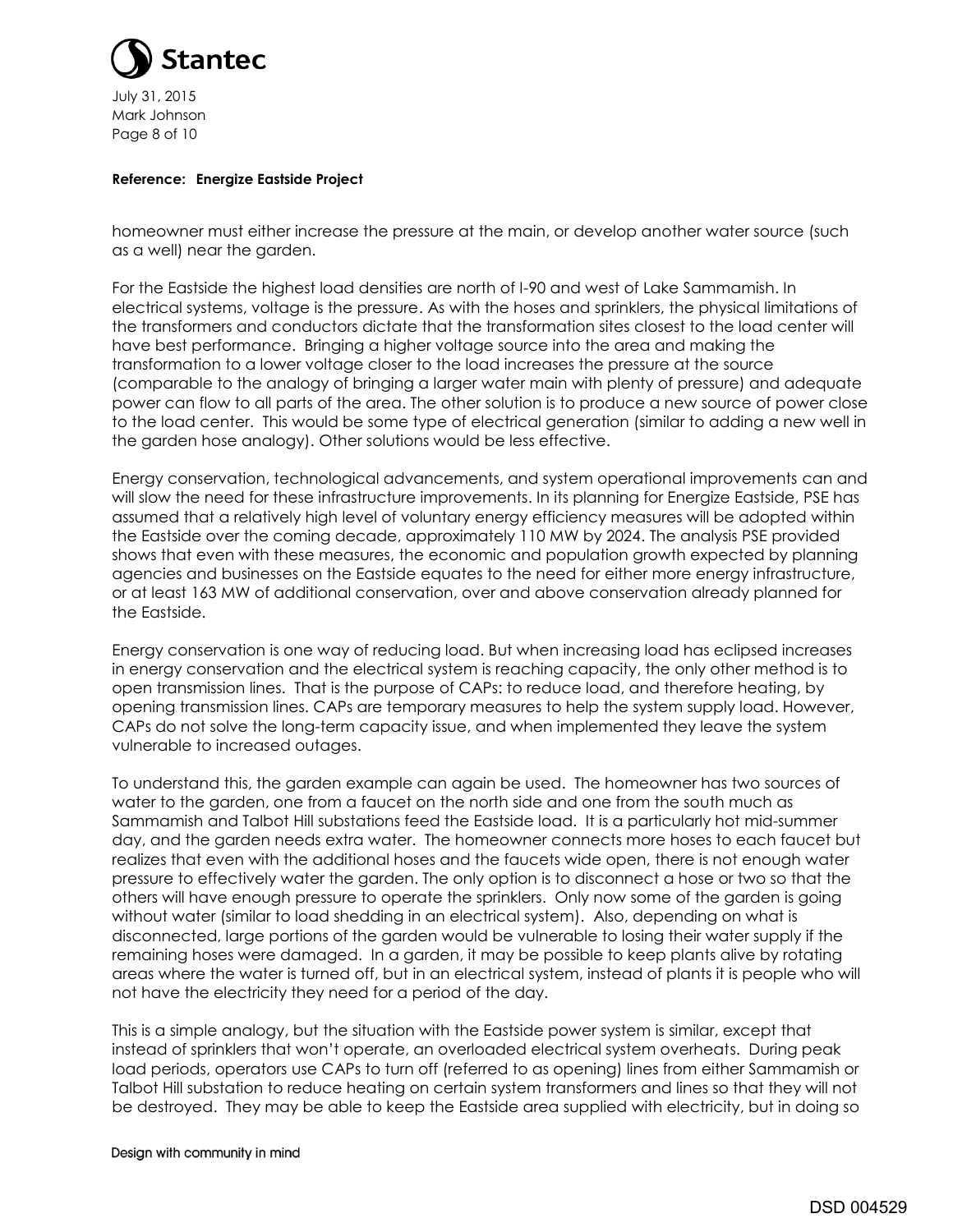**Reference: Energize Eastside Project**

homeowner must either increase the pressure at the main, or develop another water source (such as a well) near the garden.

For the Eastside the highest load densities are north of I-90 and west of Lake Sammamish. In electrical systems, voltage is the pressure. As with the hoses and sprinklers, the physical limitations of the transformers and conductors dictate that the transformation sites closest to the load center will have best performance. Bringing a higher voltage source into the area and making the transformation to a lower voltage closer to the load increases the pressure at the source (comparable to the analogy of bringing a larger water main with plenty of pressure) and adequate power can flow to all parts of the area. The other solution is to produce a new source of power close to the load center. This would be some type of electrical generation (similar to adding a new well in the garden hose analogy). Other solutions would be less effective.

Energy conservation, technological advancements, and system operational improvements can and will slow the need for these infrastructure improvements. In its planning for Energize Eastside, PSE has assumed that a relatively high level of voluntary energy efficiency measures will be adopted within the Eastside over the coming decade, approximately 110 MW by 2024. The analysis PSE provided shows that even with these measures, the economic and population growth expected by planning agencies and businesses on the Eastside equates to the need for either more energy infrastructure, or at least 163 MW of additional conservation, over and above conservation already planned for the Eastside.

Energy conservation is one way of reducing load. But when increasing load has eclipsed increases in energy conservation and the electrical system is reaching capacity, the only other method is to open transmission lines. That is the purpose of CAPs: to reduce load, and therefore heating, by opening transmission lines. CAPs are temporary measures to help the system supply load. However, CAPs do not solve the long-term capacity issue, and when implemented they leave the system vulnerable to increased outages.

To understand this, the garden example can again be used. The homeowner has two sources of water to the garden, one from a faucet on the north side and one from the south much as Sammamish and Talbot Hill substations feed the Eastside load. It is a particularly hot mid-summer day, and the garden needs extra water. The homeowner connects more hoses to each faucet but realizes that even with the additional hoses and the faucets wide open, there is not enough water pressure to effectively water the garden. The only option is to disconnect a hose or two so that the others will have enough pressure to operate the sprinklers. Only now some of the garden is going without water (similar to load shedding in an electrical system). Also, depending on what is disconnected, large portions of the garden would be vulnerable to losing their water supply if the remaining hoses were damaged. In a garden, it may be possible to keep plants alive by rotating areas where the water is turned off, but in an electrical system, instead of plants it is people who will not have the electricity they need for a period of the day.

This is a simple analogy, but the situation with the Eastside power system is similar, except that instead of sprinklers that won't operate, an overloaded electrical system overheats. During peak load periods, operators use CAPs to turn off (referred to as opening) lines from either Sammamish or Talbot Hill substation to reduce heating on certain system transformers and lines so that they will not be destroyed. They may be able to keep the Eastside area supplied with electricity, but in doing so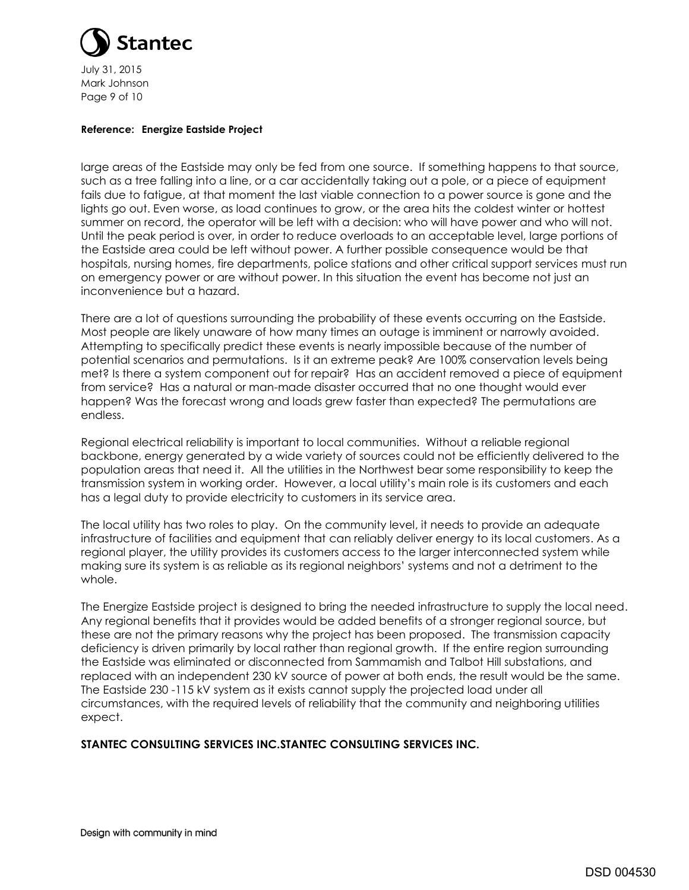**Reference: Energize Eastside Project**

large areas of the Eastside may only be fed from one source. If something happens to that source, such as a tree falling into a line, or a car accidentally taking out a pole, or a piece of equipment fails due to fatigue, at that moment the last viable connection to a power source is gone and the lights go out. Even worse, as load continues to grow, or the area hits the coldest winter or hottest summer on record, the operator will be left with a decision: who will have power and who will not. Until the peak period is over, in order to reduce overloads to an acceptable level, large portions of the Eastside area could be left without power. A further possible consequence would be that hospitals, nursing homes, fire departments, police stations and other critical support services must run on emergency power or are without power. In this situation the event has become not just an inconvenience but a hazard.

There are a lot of questions surrounding the probability of these events occurring on the Eastside. Most people are likely unaware of how many times an outage is imminent or narrowly avoided. Attempting to specifically predict these events is nearly impossible because of the number of potential scenarios and permutations. Is it an extreme peak? Are 100% conservation levels being met? Is there a system component out for repair? Has an accident removed a piece of equipment from service? Has a natural or man-made disaster occurred that no one thought would ever happen? Was the forecast wrong and loads grew faster than expected? The permutations are endless.

Regional electrical reliability is important to local communities. Without a reliable regional backbone, energy generated by a wide variety of sources could not be efficiently delivered to the population areas that need it. All the utilities in the Northwest bear some responsibility to keep the transmission system in working order. However, a local utility's main role is its customers and each has a legal duty to provide electricity to customers in its service area.

The local utility has two roles to play. On the community level, it needs to provide an adequate infrastructure of facilities and equipment that can reliably deliver energy to its local customers. As a regional player, the utility provides its customers access to the larger interconnected system while making sure its system is as reliable as its regional neighbors' systems and not a detriment to the whole.

The Energize Eastside project is designed to bring the needed infrastructure to supply the local need. Any regional benefits that it provides would be added benefits of a stronger regional source, but these are not the primary reasons why the project has been proposed. The transmission capacity deficiency is driven primarily by local rather than regional growth. If the entire region surrounding the Eastside was eliminated or disconnected from Sammamish and Talbot Hill substations, and replaced with an independent 230 kV source of power at both ends, the result would be the same. The Eastside 230 -115 kV system as it exists cannot supply the projected load under all circumstances, with the required levels of reliability that the community and neighboring utilities expect.

**STANTEC CONSULTING SERVICES INC.STANTEC CONSULTING SERVICES INC.**

DSD 004530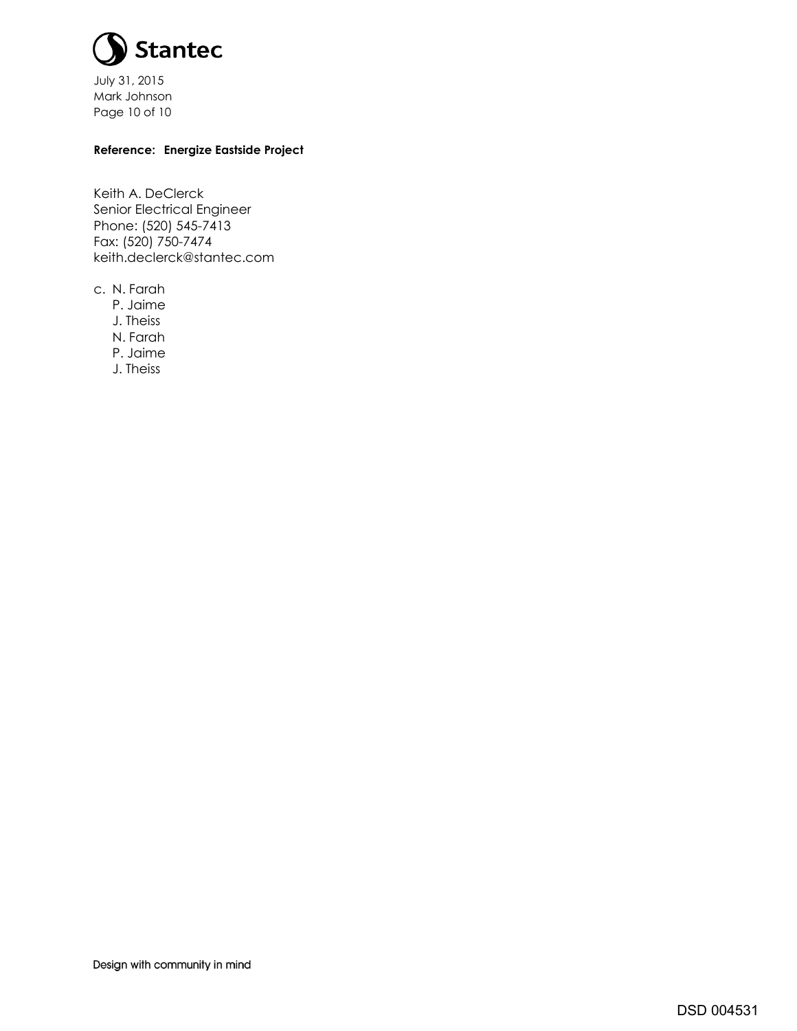**Reference: Energize Eastside Project**

Keith A. DeClerck
Senior Electrical Engineer
Phone: (520) 545-7413
Fax: (520) 750-7474
keith.declerck@stantec.com

c. N. Farah
P. Jaime
J. Theiss
N. Farah
P. Jaime
J. Theiss

Design with community in mind

DSD 004531